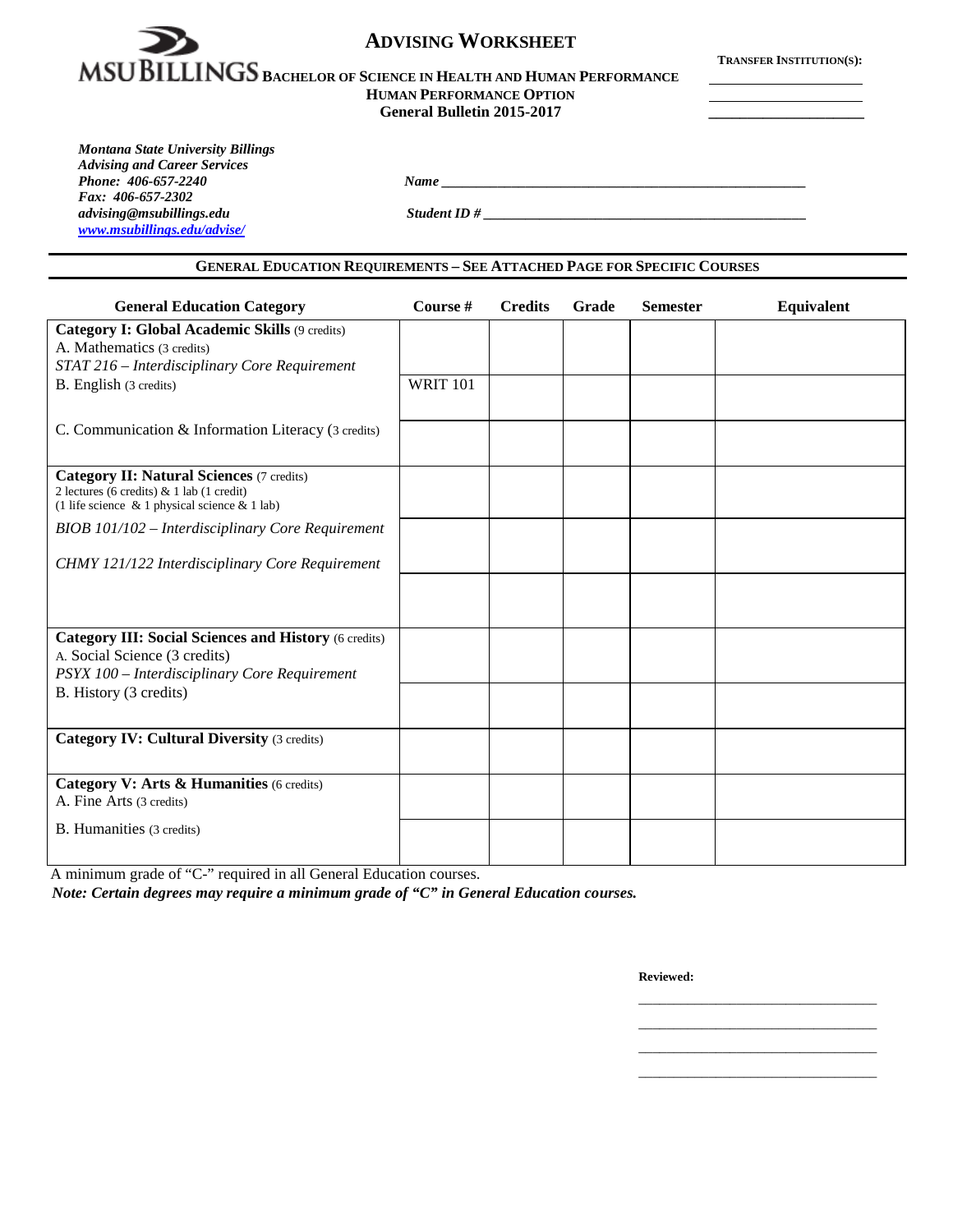# ADVISING WORKSHEET

MSU BILLINGS **BACHELOR OF SCIENCE IN HEALTH AND HUMAN PERFORMANCE**

**HUMAN PERFORMANCE OPTION**

**General Bulletin 2015-2017**

**TRANSFER INSTITUTION(S):**

\_\_\_\_\_\_\_\_\_\_\_\_\_\_\_\_\_\_\_\_

\_\_\_\_\_\_\_\_\_\_\_\_\_\_\_\_\_\_\_\_

\_\_\_\_\_\_\_\_\_\_\_\_\_\_\_\_\_\_\_\_

***Montana State University Billings***
***Advising and Career Services***
***Phone: 406-657-2240***
***Fax: 406-657-2302***
***advising@msubillings.edu***
***www.msubillings.edu/advise/***

***Name*** \_\_\_\_\_\_\_\_\_\_\_\_\_\_\_\_\_\_\_\_\_\_\_\_\_\_\_\_\_\_\_\_\_\_\_\_\_\_\_\_\_\_\_\_\_\_\_\_

***Student ID #*** \_\_\_\_\_\_\_\_\_\_\_\_\_\_\_\_\_\_\_\_\_\_\_\_\_\_\_\_\_\_\_\_\_\_\_\_\_\_\_\_\_\_

## GENERAL EDUCATION REQUIREMENTS – SEE ATTACHED PAGE FOR SPECIFIC COURSES

| General Education Category | Course # | Credits | Grade | Semester | Equivalent |
|---|---|---|---|---|---|
| **Category I: Global Academic Skills** (9 credits)<br>A. Mathematics (3 credits)<br>*STAT 216 – Interdisciplinary Core Requirement* | | | | | |
| B. English (3 credits) | WRIT 101 | | | | |
| C. Communication & Information Literacy (3 credits) | | | | | |
| **Category II: Natural Sciences** (7 credits)<br>2 lectures (6 credits) & 1 lab (1 credit)<br>(1 life science & 1 physical science & 1 lab) | | | | | |
| *BIOB 101/102 – Interdisciplinary Core Requirement* | | | | | |
| *CHMY 121/122 Interdisciplinary Core Requirement* | | | | | |
| **Category III: Social Sciences and History** (6 credits)<br>A. Social Science (3 credits)<br>*PSYX 100 – Interdisciplinary Core Requirement* | | | | | |
| B. History (3 credits) | | | | | |
| **Category IV: Cultural Diversity** (3 credits) | | | | | |
| **Category V: Arts & Humanities** (6 credits)<br>A. Fine Arts (3 credits) | | | | | |
| B. Humanities (3 credits) | | | | | |

A minimum grade of "C-" required in all General Education courses.

***Note: Certain degrees may require a minimum grade of "C" in General Education courses.***

**Reviewed:**

\_\_\_\_\_\_\_\_\_\_\_\_\_\_\_\_\_\_\_\_\_\_\_\_\_\_\_\_\_\_

\_\_\_\_\_\_\_\_\_\_\_\_\_\_\_\_\_\_\_\_\_\_\_\_\_\_\_\_\_\_

\_\_\_\_\_\_\_\_\_\_\_\_\_\_\_\_\_\_\_\_\_\_\_\_\_\_\_\_\_\_

\_\_\_\_\_\_\_\_\_\_\_\_\_\_\_\_\_\_\_\_\_\_\_\_\_\_\_\_\_\_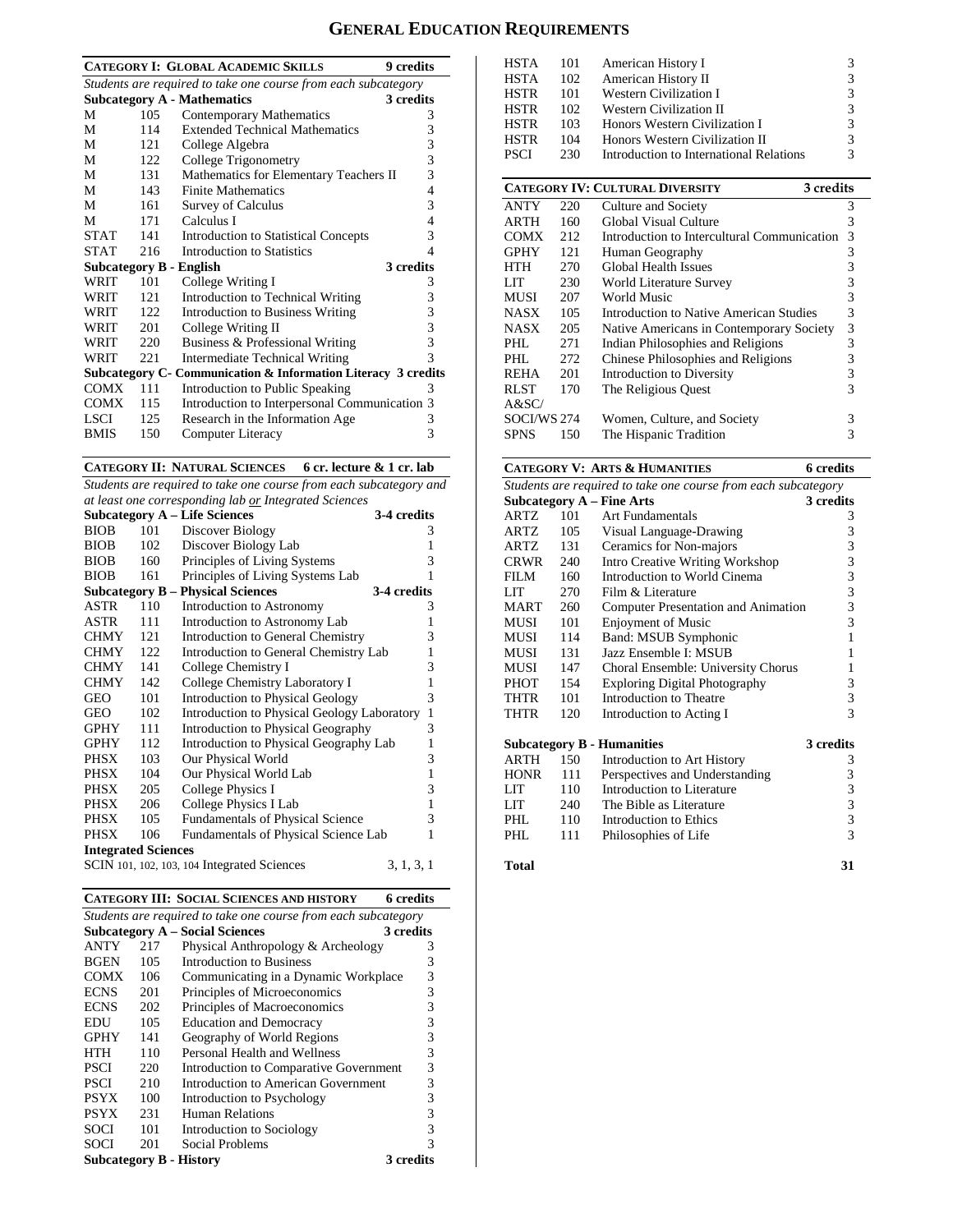# General Education Requirements

## Category I: Global Academic Skills — 9 credits

*Students are required to take one course from each subcategory*

| Subcategory A - Mathematics | | | 3 credits |
|---|---|---|---|
| M | 105 | Contemporary Mathematics | 3 |
| M | 114 | Extended Technical Mathematics | 3 |
| M | 121 | College Algebra | 3 |
| M | 122 | College Trigonometry | 3 |
| M | 131 | Mathematics for Elementary Teachers II | 3 |
| M | 143 | Finite Mathematics | 4 |
| M | 161 | Survey of Calculus | 3 |
| M | 171 | Calculus I | 4 |
| STAT | 141 | Introduction to Statistical Concepts | 3 |
| STAT | 216 | Introduction to Statistics | 4 |
| **Subcategory B - English** | | | **3 credits** |
| WRIT | 101 | College Writing I | 3 |
| WRIT | 121 | Introduction to Technical Writing | 3 |
| WRIT | 122 | Introduction to Business Writing | 3 |
| WRIT | 201 | College Writing II | 3 |
| WRIT | 220 | Business & Professional Writing | 3 |
| WRIT | 221 | Intermediate Technical Writing | 3 |
| **Subcategory C- Communication & Information Literacy** | | | **3 credits** |
| COMX | 111 | Introduction to Public Speaking | 3 |
| COMX | 115 | Introduction to Interpersonal Communication | 3 |
| LSCI | 125 | Research in the Information Age | 3 |
| BMIS | 150 | Computer Literacy | 3 |

## Category II: Natural Sciences — 6 cr. lecture & 1 cr. lab

*Students are required to take one course from each subcategory and at least one corresponding lab or Integrated Sciences*

| Subcategory A – Life Sciences | | | 3-4 credits |
|---|---|---|---|
| BIOB | 101 | Discover Biology | 3 |
| BIOB | 102 | Discover Biology Lab | 1 |
| BIOB | 160 | Principles of Living Systems | 3 |
| BIOB | 161 | Principles of Living Systems Lab | 1 |
| **Subcategory B – Physical Sciences** | | | **3-4 credits** |
| ASTR | 110 | Introduction to Astronomy | 3 |
| ASTR | 111 | Introduction to Astronomy Lab | 1 |
| CHMY | 121 | Introduction to General Chemistry | 3 |
| CHMY | 122 | Introduction to General Chemistry Lab | 1 |
| CHMY | 141 | College Chemistry I | 3 |
| CHMY | 142 | College Chemistry Laboratory I | 1 |
| GEO | 101 | Introduction to Physical Geology | 3 |
| GEO | 102 | Introduction to Physical Geology Laboratory | 1 |
| GPHY | 111 | Introduction to Physical Geography | 3 |
| GPHY | 112 | Introduction to Physical Geography Lab | 1 |
| PHSX | 103 | Our Physical World | 3 |
| PHSX | 104 | Our Physical World Lab | 1 |
| PHSX | 205 | College Physics I | 3 |
| PHSX | 206 | College Physics I Lab | 1 |
| PHSX | 105 | Fundamentals of Physical Science | 3 |
| PHSX | 106 | Fundamentals of Physical Science Lab | 1 |
| **Integrated Sciences** | | | |
| SCIN | 101, 102, 103, 104 | Integrated Sciences | 3, 1, 3, 1 |

## Category III: Social Sciences and History — 6 credits

*Students are required to take one course from each subcategory*

| Subcategory A – Social Sciences | | | 3 credits |
|---|---|---|---|
| ANTY | 217 | Physical Anthropology & Archeology | 3 |
| BGEN | 105 | Introduction to Business | 3 |
| COMX | 106 | Communicating in a Dynamic Workplace | 3 |
| ECNS | 201 | Principles of Microeconomics | 3 |
| ECNS | 202 | Principles of Macroeconomics | 3 |
| EDU | 105 | Education and Democracy | 3 |
| GPHY | 141 | Geography of World Regions | 3 |
| HTH | 110 | Personal Health and Wellness | 3 |
| PSCI | 220 | Introduction to Comparative Government | 3 |
| PSCI | 210 | Introduction to American Government | 3 |
| PSYX | 100 | Introduction to Psychology | 3 |
| PSYX | 231 | Human Relations | 3 |
| SOCI | 101 | Introduction to Sociology | 3 |
| SOCI | 201 | Social Problems | 3 |
| **Subcategory B - History** | | | **3 credits** |
| HSTA | 101 | American History I | 3 |
| HSTA | 102 | American History II | 3 |
| HSTR | 101 | Western Civilization I | 3 |
| HSTR | 102 | Western Civilization II | 3 |
| HSTR | 103 | Honors Western Civilization I | 3 |
| HSTR | 104 | Honors Western Civilization II | 3 |
| PSCI | 230 | Introduction to International Relations | 3 |

## Category IV: Cultural Diversity — 3 credits

| | | | |
|---|---|---|---|
| ANTY | 220 | Culture and Society | 3 |
| ARTH | 160 | Global Visual Culture | 3 |
| COMX | 212 | Introduction to Intercultural Communication | 3 |
| GPHY | 121 | Human Geography | 3 |
| HTH | 270 | Global Health Issues | 3 |
| LIT | 230 | World Literature Survey | 3 |
| MUSI | 207 | World Music | 3 |
| NASX | 105 | Introduction to Native American Studies | 3 |
| NASX | 205 | Native Americans in Contemporary Society | 3 |
| PHL | 271 | Indian Philosophies and Religions | 3 |
| PHL | 272 | Chinese Philosophies and Religions | 3 |
| REHA | 201 | Introduction to Diversity | 3 |
| RLST | 170 | The Religious Quest | 3 |
| A&SC/SOCI/WS | 274 | Women, Culture, and Society | 3 |
| SPNS | 150 | The Hispanic Tradition | 3 |

## Category V: Arts & Humanities — 6 credits

*Students are required to take one course from each subcategory*

| Subcategory A – Fine Arts | | | 3 credits |
|---|---|---|---|
| ARTZ | 101 | Art Fundamentals | 3 |
| ARTZ | 105 | Visual Language-Drawing | 3 |
| ARTZ | 131 | Ceramics for Non-majors | 3 |
| CRWR | 240 | Intro Creative Writing Workshop | 3 |
| FILM | 160 | Introduction to World Cinema | 3 |
| LIT | 270 | Film & Literature | 3 |
| MART | 260 | Computer Presentation and Animation | 3 |
| MUSI | 101 | Enjoyment of Music | 3 |
| MUSI | 114 | Band: MSUB Symphonic | 1 |
| MUSI | 131 | Jazz Ensemble I: MSUB | 1 |
| MUSI | 147 | Choral Ensemble: University Chorus | 1 |
| PHOT | 154 | Exploring Digital Photography | 3 |
| THTR | 101 | Introduction to Theatre | 3 |
| THTR | 120 | Introduction to Acting I | 3 |
| **Subcategory B - Humanities** | | | **3 credits** |
| ARTH | 150 | Introduction to Art History | 3 |
| HONR | 111 | Perspectives and Understanding | 3 |
| LIT | 110 | Introduction to Literature | 3 |
| LIT | 240 | The Bible as Literature | 3 |
| PHL | 110 | Introduction to Ethics | 3 |
| PHL | 111 | Philosophies of Life | 3 |

**Total** **31**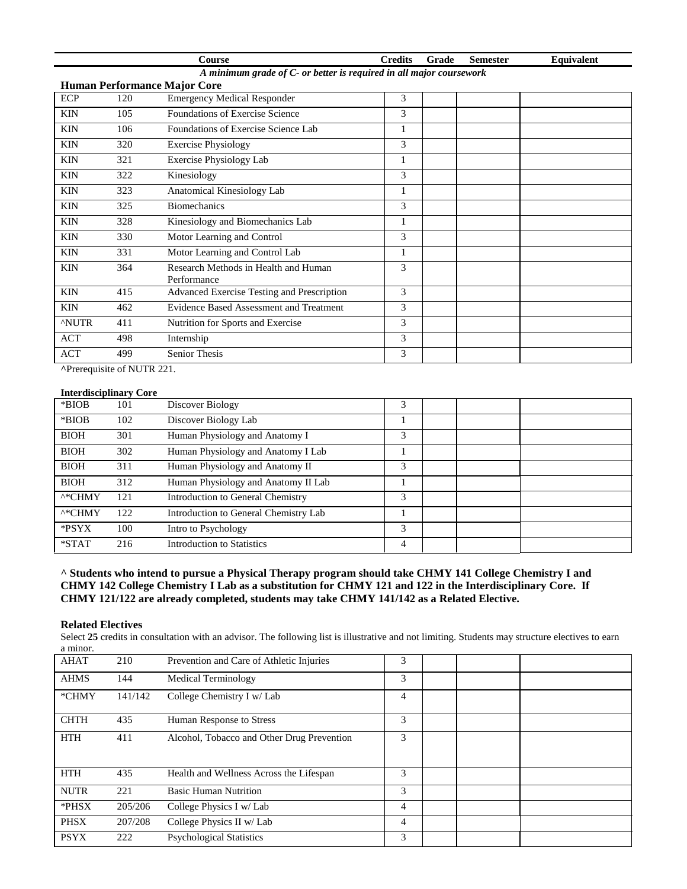| | | Course | Credits | Grade | Semester | Equivalent |
|---|---|---|---|---|---|---|

***A minimum grade of C- or better is required in all major coursework***

**Human Performance Major Core**

| | | Course | Credits | Grade | Semester | Equivalent |
|---|---|---|---|---|---|---|
| ECP | 120 | Emergency Medical Responder | 3 | | | |
| KIN | 105 | Foundations of Exercise Science | 3 | | | |
| KIN | 106 | Foundations of Exercise Science Lab | 1 | | | |
| KIN | 320 | Exercise Physiology | 3 | | | |
| KIN | 321 | Exercise Physiology Lab | 1 | | | |
| KIN | 322 | Kinesiology | 3 | | | |
| KIN | 323 | Anatomical Kinesiology Lab | 1 | | | |
| KIN | 325 | Biomechanics | 3 | | | |
| KIN | 328 | Kinesiology and Biomechanics Lab | 1 | | | |
| KIN | 330 | Motor Learning and Control | 3 | | | |
| KIN | 331 | Motor Learning and Control Lab | 1 | | | |
| KIN | 364 | Research Methods in Health and Human Performance | 3 | | | |
| KIN | 415 | Advanced Exercise Testing and Prescription | 3 | | | |
| KIN | 462 | Evidence Based Assessment and Treatment | 3 | | | |
| ^NUTR | 411 | Nutrition for Sports and Exercise | 3 | | | |
| ACT | 498 | Internship | 3 | | | |
| ACT | 499 | Senior Thesis | 3 | | | |

**^**Prerequisite of NUTR 221.

**Interdisciplinary Core**

| | | Course | Credits | Grade | Semester | Equivalent |
|---|---|---|---|---|---|---|
| *BIOB | 101 | Discover Biology | 3 | | | |
| *BIOB | 102 | Discover Biology Lab | 1 | | | |
| BIOH | 301 | Human Physiology and Anatomy I | 3 | | | |
| BIOH | 302 | Human Physiology and Anatomy I Lab | 1 | | | |
| BIOH | 311 | Human Physiology and Anatomy II | 3 | | | |
| BIOH | 312 | Human Physiology and Anatomy II Lab | 1 | | | |
| ^*CHMY | 121 | Introduction to General Chemistry | 3 | | | |
| ^*CHMY | 122 | Introduction to General Chemistry Lab | 1 | | | |
| *PSYX | 100 | Intro to Psychology | 3 | | | |
| *STAT | 216 | Introduction to Statistics | 4 | | | |

**^ Students who intend to pursue a Physical Therapy program should take CHMY 141 College Chemistry I and CHMY 142 College Chemistry I Lab as a substitution for CHMY 121 and 122 in the Interdisciplinary Core. If CHMY 121/122 are already completed, students may take CHMY 141/142 as a Related Elective.**

**Related Electives**

Select **25** credits in consultation with an advisor. The following list is illustrative and not limiting. Students may structure electives to earn a minor.

| | | Course | Credits | Grade | Semester | Equivalent |
|---|---|---|---|---|---|---|
| AHAT | 210 | Prevention and Care of Athletic Injuries | 3 | | | |
| AHMS | 144 | Medical Terminology | 3 | | | |
| *CHMY | 141/142 | College Chemistry I w/ Lab | 4 | | | |
| CHTH | 435 | Human Response to Stress | 3 | | | |
| HTH | 411 | Alcohol, Tobacco and Other Drug Prevention | 3 | | | |
| HTH | 435 | Health and Wellness Across the Lifespan | 3 | | | |
| NUTR | 221 | Basic Human Nutrition | 3 | | | |
| *PHSX | 205/206 | College Physics I w/ Lab | 4 | | | |
| PHSX | 207/208 | College Physics II w/ Lab | 4 | | | |
| PSYX | 222 | Psychological Statistics | 3 | | | |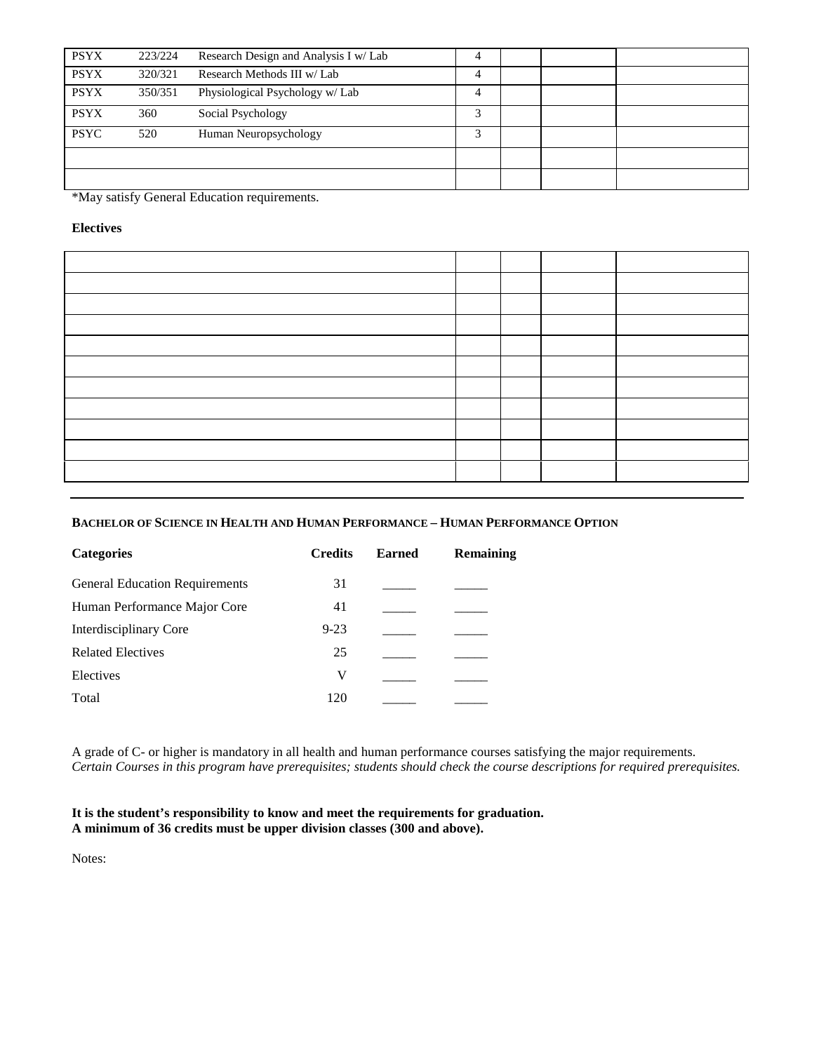| PSYX | 223/224 | Research Design and Analysis I w/ Lab | 4 | | | |
|---|---|---|---|---|---|---|
| PSYX | 320/321 | Research Methods III w/ Lab | 4 | | | |
| PSYX | 350/351 | Physiological Psychology w/ Lab | 4 | | | |
| PSYX | 360 | Social Psychology | 3 | | | |
| PSYC | 520 | Human Neuropsychology | 3 | | | |
| | | | | | | |
| | | | | | | |

*May satisfy General Education requirements.

**Electives**

| | | | | |
|---|---|---|---|---|
| | | | | |
| | | | | |
| | | | | |
| | | | | |
| | | | | |
| | | | | |
| | | | | |
| | | | | |
| | | | | |
| | | | | |

---

**BACHELOR OF SCIENCE IN HEALTH AND HUMAN PERFORMANCE – HUMAN PERFORMANCE OPTION**

| Categories | Credits | Earned | Remaining |
|---|---|---|---|
| General Education Requirements | 31 | _____ | _____ |
| Human Performance Major Core | 41 | _____ | _____ |
| Interdisciplinary Core | 9-23 | _____ | _____ |
| Related Electives | 25 | _____ | _____ |
| Electives | V | _____ | _____ |
| Total | 120 | _____ | _____ |

A grade of C- or higher is mandatory in all health and human performance courses satisfying the major requirements.
*Certain Courses in this program have prerequisites; students should check the course descriptions for required prerequisites.*

**It is the student's responsibility to know and meet the requirements for graduation.**
**A minimum of 36 credits must be upper division classes (300 and above).**

Notes: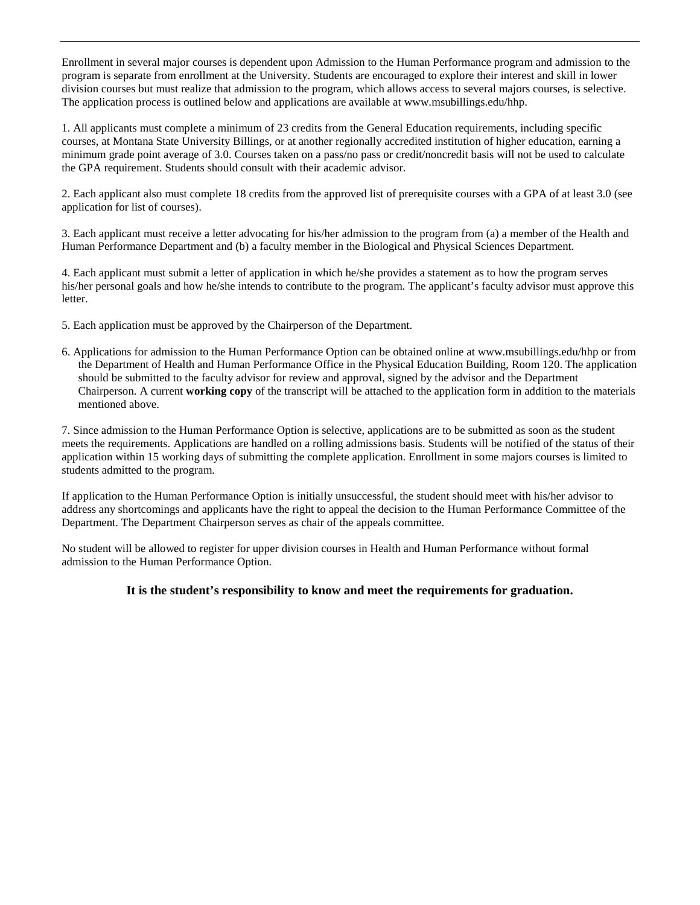Enrollment in several major courses is dependent upon Admission to the Human Performance program and admission to the program is separate from enrollment at the University. Students are encouraged to explore their interest and skill in lower division courses but must realize that admission to the program, which allows access to several majors courses, is selective. The application process is outlined below and applications are available at www.msubillings.edu/hhp.

1. All applicants must complete a minimum of 23 credits from the General Education requirements, including specific courses, at Montana State University Billings, or at another regionally accredited institution of higher education, earning a minimum grade point average of 3.0. Courses taken on a pass/no pass or credit/noncredit basis will not be used to calculate the GPA requirement. Students should consult with their academic advisor.

2. Each applicant also must complete 18 credits from the approved list of prerequisite courses with a GPA of at least 3.0 (see application for list of courses).

3. Each applicant must receive a letter advocating for his/her admission to the program from (a) a member of the Health and Human Performance Department and (b) a faculty member in the Biological and Physical Sciences Department.

4. Each applicant must submit a letter of application in which he/she provides a statement as to how the program serves his/her personal goals and how he/she intends to contribute to the program. The applicant's faculty advisor must approve this letter.

5. Each application must be approved by the Chairperson of the Department.

6. Applications for admission to the Human Performance Option can be obtained online at www.msubillings.edu/hhp or from the Department of Health and Human Performance Office in the Physical Education Building, Room 120. The application should be submitted to the faculty advisor for review and approval, signed by the advisor and the Department Chairperson. A current **working copy** of the transcript will be attached to the application form in addition to the materials mentioned above.

7. Since admission to the Human Performance Option is selective, applications are to be submitted as soon as the student meets the requirements. Applications are handled on a rolling admissions basis. Students will be notified of the status of their application within 15 working days of submitting the complete application. Enrollment in some majors courses is limited to students admitted to the program.

If application to the Human Performance Option is initially unsuccessful, the student should meet with his/her advisor to address any shortcomings and applicants have the right to appeal the decision to the Human Performance Committee of the Department. The Department Chairperson serves as chair of the appeals committee.

No student will be allowed to register for upper division courses in Health and Human Performance without formal admission to the Human Performance Option.

**It is the student's responsibility to know and meet the requirements for graduation.**